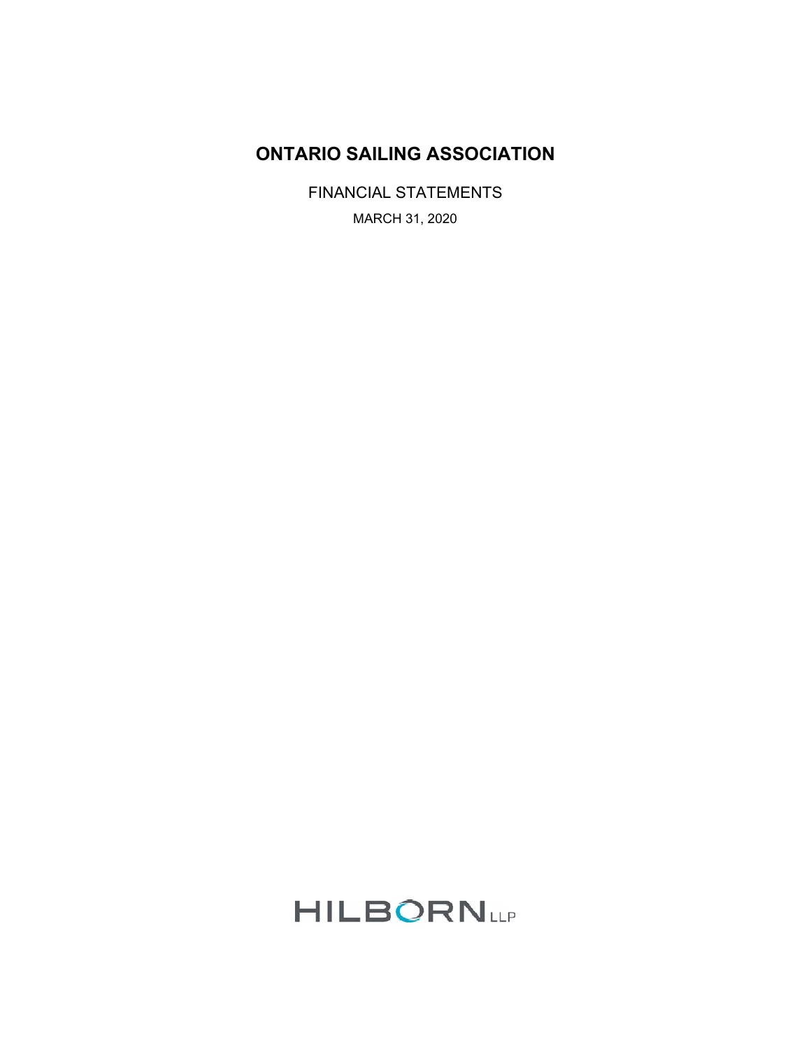# ONTARIO SAILING ASSOCIATION

FINANCIAL STATEMENTS

MARCH 31, 2020

HILBORN LLP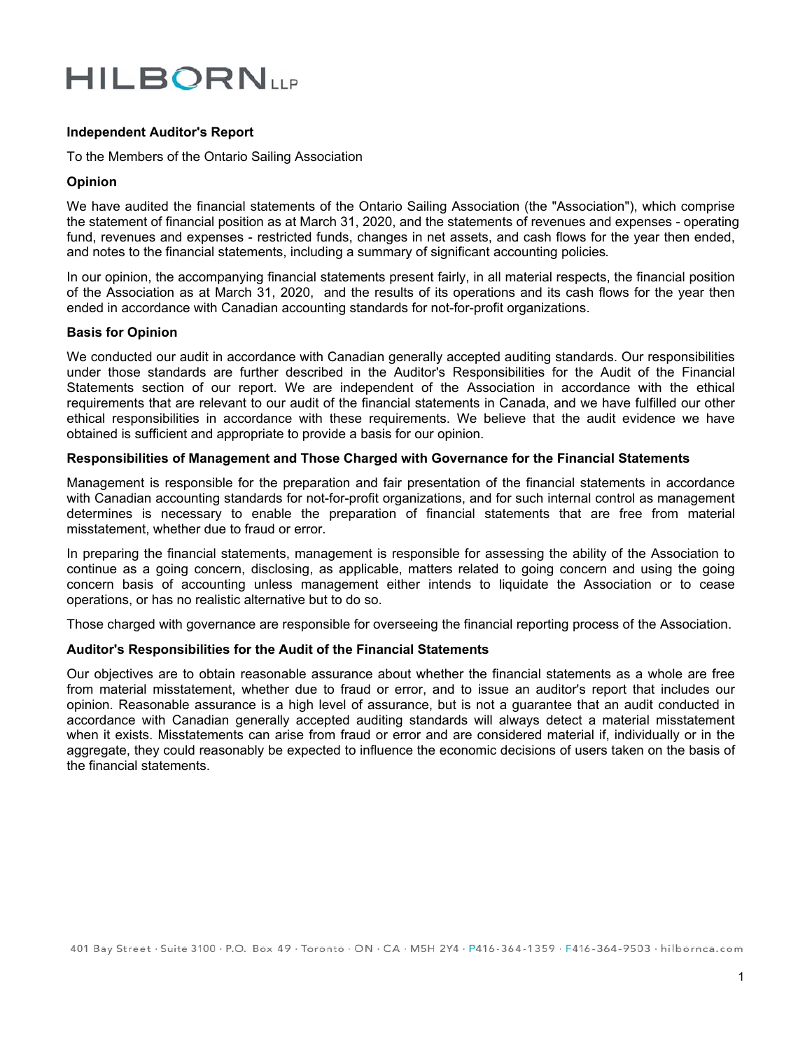# HILBORN LLP

**Independent Auditor's Report**

To the Members of the Ontario Sailing Association

**Opinion**

We have audited the financial statements of the Ontario Sailing Association (the "Association"), which comprise the statement of financial position as at March 31, 2020, and the statements of revenues and expenses - operating fund, revenues and expenses - restricted funds, changes in net assets, and cash flows for the year then ended, and notes to the financial statements, including a summary of significant accounting policies.

In our opinion, the accompanying financial statements present fairly, in all material respects, the financial position of the Association as at March 31, 2020, and the results of its operations and its cash flows for the year then ended in accordance with Canadian accounting standards for not-for-profit organizations.

**Basis for Opinion**

We conducted our audit in accordance with Canadian generally accepted auditing standards. Our responsibilities under those standards are further described in the Auditor's Responsibilities for the Audit of the Financial Statements section of our report. We are independent of the Association in accordance with the ethical requirements that are relevant to our audit of the financial statements in Canada, and we have fulfilled our other ethical responsibilities in accordance with these requirements. We believe that the audit evidence we have obtained is sufficient and appropriate to provide a basis for our opinion.

**Responsibilities of Management and Those Charged with Governance for the Financial Statements**

Management is responsible for the preparation and fair presentation of the financial statements in accordance with Canadian accounting standards for not-for-profit organizations, and for such internal control as management determines is necessary to enable the preparation of financial statements that are free from material misstatement, whether due to fraud or error.

In preparing the financial statements, management is responsible for assessing the ability of the Association to continue as a going concern, disclosing, as applicable, matters related to going concern and using the going concern basis of accounting unless management either intends to liquidate the Association or to cease operations, or has no realistic alternative but to do so.

Those charged with governance are responsible for overseeing the financial reporting process of the Association.

**Auditor's Responsibilities for the Audit of the Financial Statements**

Our objectives are to obtain reasonable assurance about whether the financial statements as a whole are free from material misstatement, whether due to fraud or error, and to issue an auditor's report that includes our opinion. Reasonable assurance is a high level of assurance, but is not a guarantee that an audit conducted in accordance with Canadian generally accepted auditing standards will always detect a material misstatement when it exists. Misstatements can arise from fraud or error and are considered material if, individually or in the aggregate, they could reasonably be expected to influence the economic decisions of users taken on the basis of the financial statements.

401 Bay Street · Suite 3100 · P.O. Box 49 · Toronto · ON · CA · M5H 2Y4 · P416-364-1359 · F416-364-9503 · hilbornca.com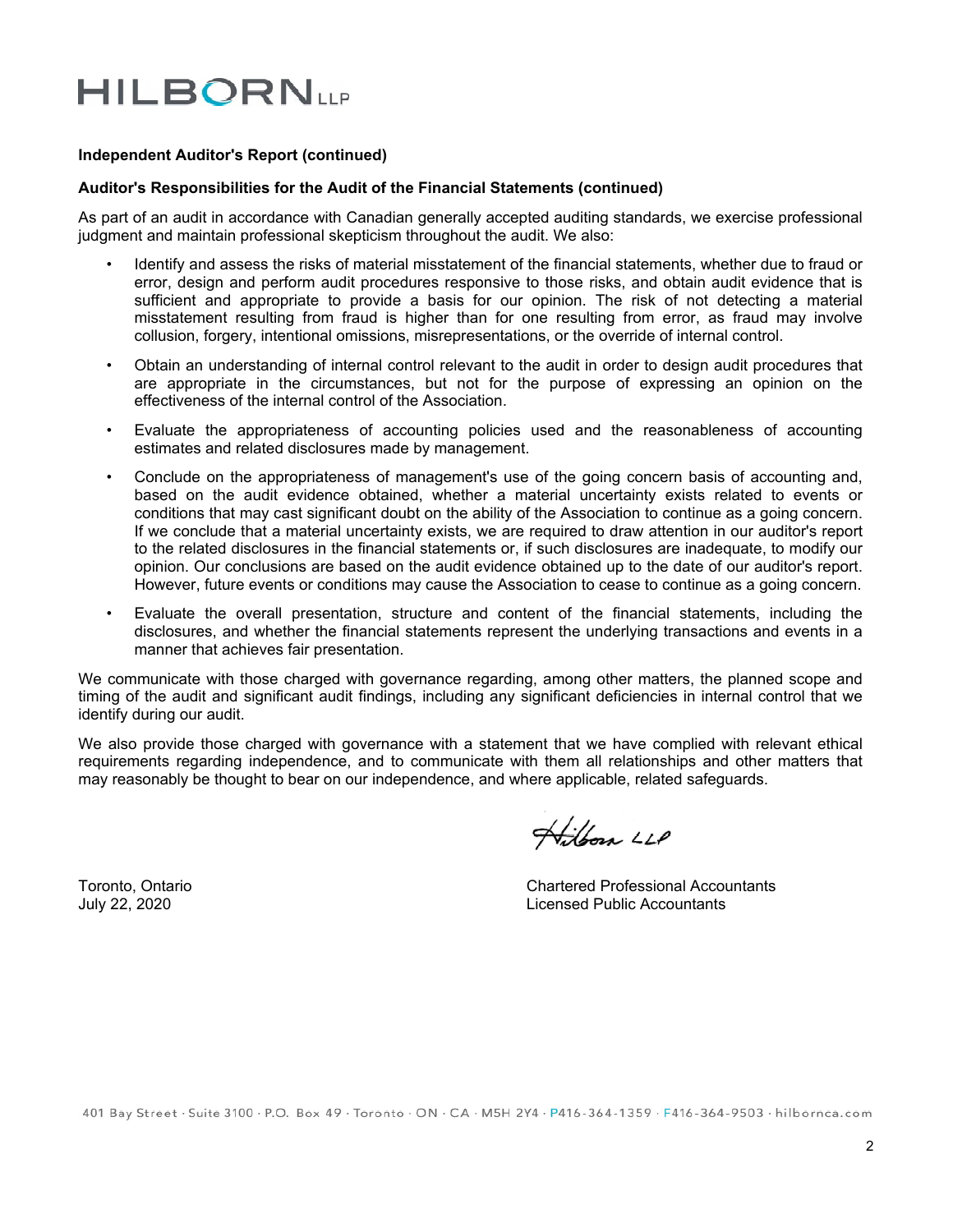HILBORN LLP

**Independent Auditor's Report (continued)**

**Auditor's Responsibilities for the Audit of the Financial Statements (continued)**

As part of an audit in accordance with Canadian generally accepted auditing standards, we exercise professional judgment and maintain professional skepticism throughout the audit. We also:

- Identify and assess the risks of material misstatement of the financial statements, whether due to fraud or error, design and perform audit procedures responsive to those risks, and obtain audit evidence that is sufficient and appropriate to provide a basis for our opinion. The risk of not detecting a material misstatement resulting from fraud is higher than for one resulting from error, as fraud may involve collusion, forgery, intentional omissions, misrepresentations, or the override of internal control.

- Obtain an understanding of internal control relevant to the audit in order to design audit procedures that are appropriate in the circumstances, but not for the purpose of expressing an opinion on the effectiveness of the internal control of the Association.

- Evaluate the appropriateness of accounting policies used and the reasonableness of accounting estimates and related disclosures made by management.

- Conclude on the appropriateness of management's use of the going concern basis of accounting and, based on the audit evidence obtained, whether a material uncertainty exists related to events or conditions that may cast significant doubt on the ability of the Association to continue as a going concern. If we conclude that a material uncertainty exists, we are required to draw attention in our auditor's report to the related disclosures in the financial statements or, if such disclosures are inadequate, to modify our opinion. Our conclusions are based on the audit evidence obtained up to the date of our auditor's report. However, future events or conditions may cause the Association to cease to continue as a going concern.

- Evaluate the overall presentation, structure and content of the financial statements, including the disclosures, and whether the financial statements represent the underlying transactions and events in a manner that achieves fair presentation.

We communicate with those charged with governance regarding, among other matters, the planned scope and timing of the audit and significant audit findings, including any significant deficiencies in internal control that we identify during our audit.

We also provide those charged with governance with a statement that we have complied with relevant ethical requirements regarding independence, and to communicate with them all relationships and other matters that may reasonably be thought to bear on our independence, and where applicable, related safeguards.

Hilborn LLP

Toronto, Ontario
July 22, 2020

Chartered Professional Accountants
Licensed Public Accountants

401 Bay Street · Suite 3100 · P.O. Box 49 · Toronto · ON · CA · M5H 2Y4 · P416-364-1359 · F416-364-9503 · hilbornca.com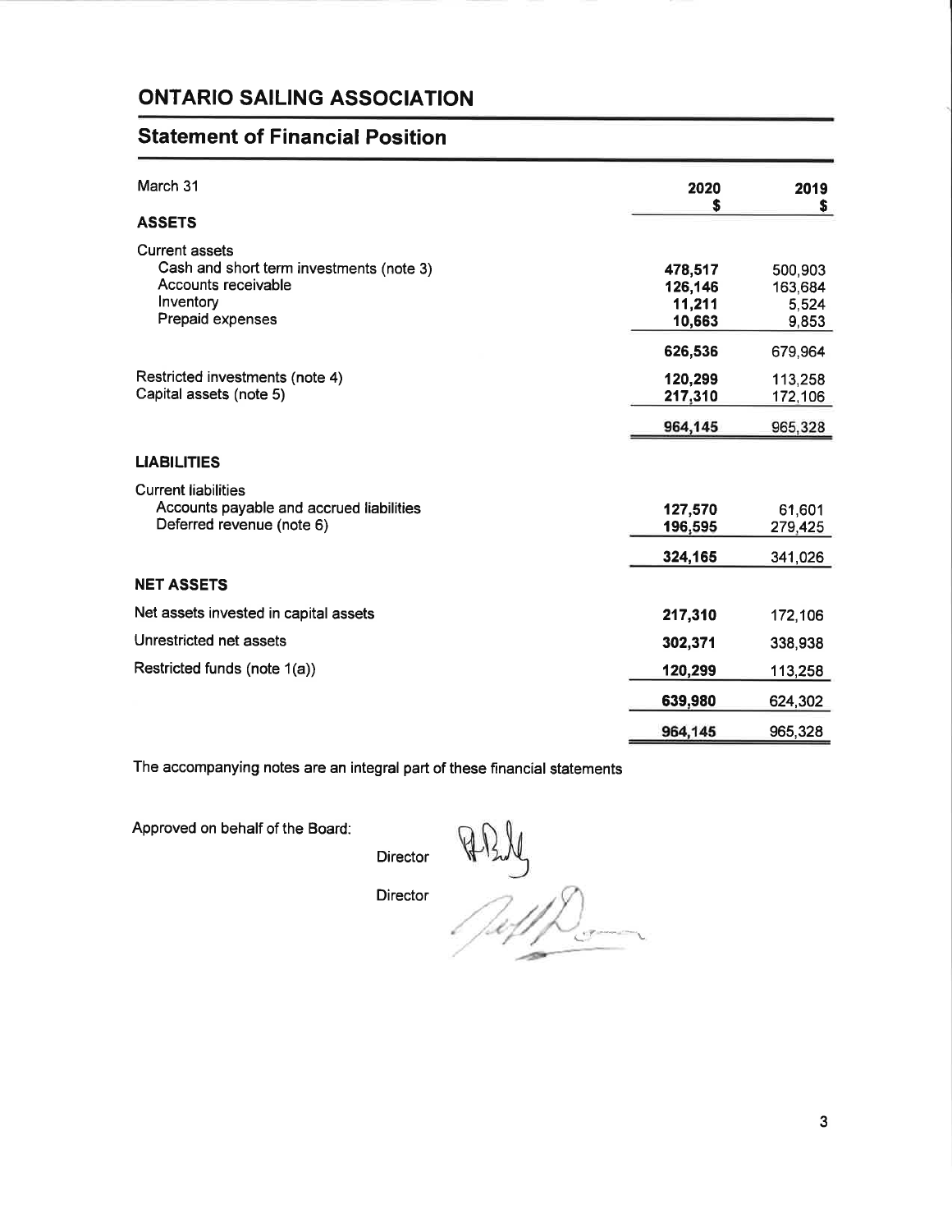# ONTARIO SAILING ASSOCIATION

## Statement of Financial Position

| March 31 | 2020<br>$ | 2019<br>$ |
|---|---|---|
| **ASSETS** | | |
| Current assets | | |
| Cash and short term investments (note 3) | **478,517** | 500,903 |
| Accounts receivable | **126,146** | 163,684 |
| Inventory | **11,211** | 5,524 |
| Prepaid expenses | **10,663** | 9,853 |
| | **626,536** | 679,964 |
| Restricted investments (note 4) | **120,299** | 113,258 |
| Capital assets (note 5) | **217,310** | 172,106 |
| | **964,145** | 965,328 |
| **LIABILITIES** | | |
| Current liabilities | | |
| Accounts payable and accrued liabilities | **127,570** | 61,601 |
| Deferred revenue (note 6) | **196,595** | 279,425 |
| | **324,165** | 341,026 |
| **NET ASSETS** | | |
| Net assets invested in capital assets | **217,310** | 172,106 |
| Unrestricted net assets | **302,371** | 338,938 |
| Restricted funds (note 1(a)) | **120,299** | 113,258 |
| | **639,980** | 624,302 |
| | **964,145** | 965,328 |

The accompanying notes are an integral part of these financial statements

Approved on behalf of the Board:

Director

Director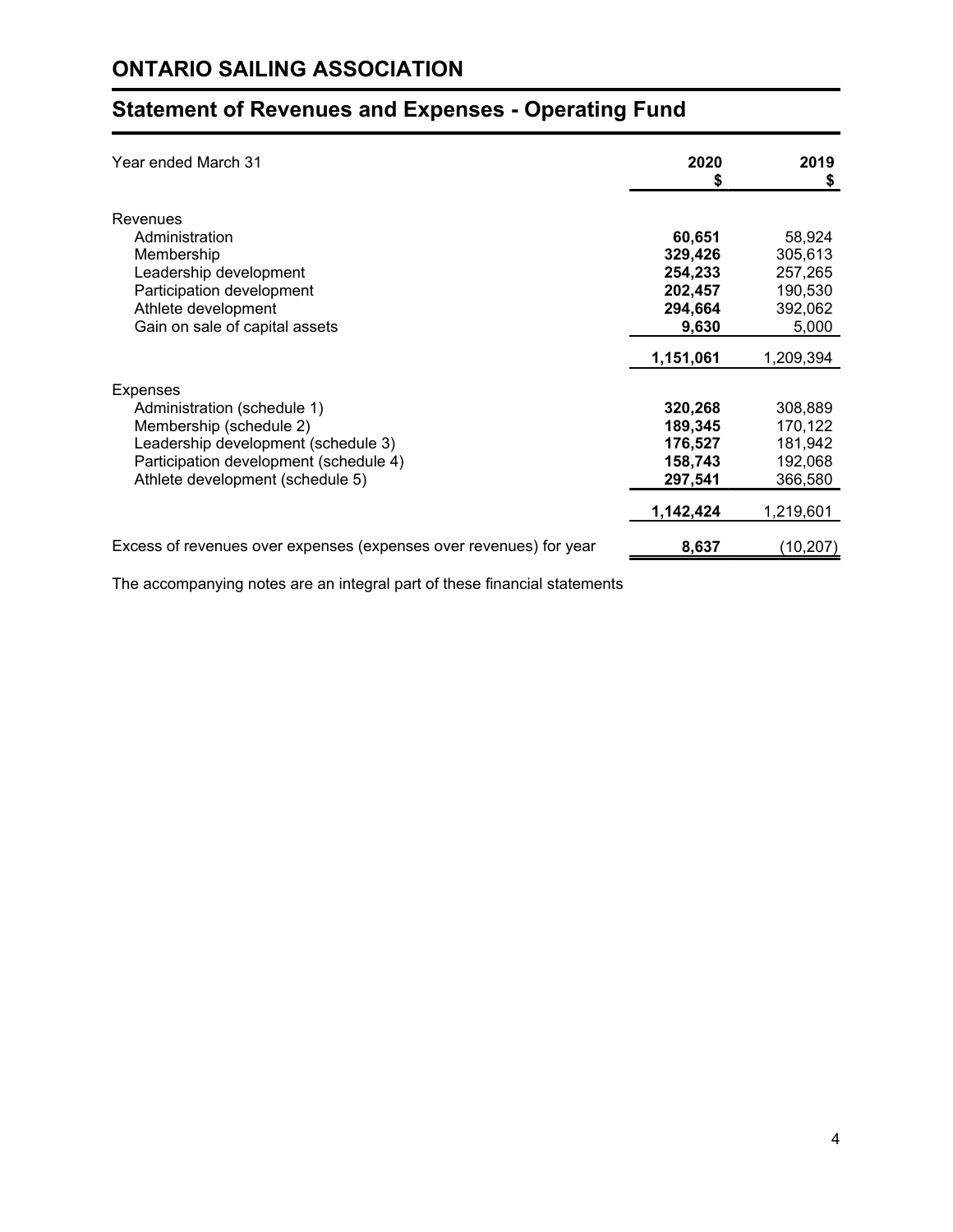# ONTARIO SAILING ASSOCIATION

## Statement of Revenues and Expenses - Operating Fund

| Year ended March 31 | 2020<br>$ | 2019<br>$ |
|---|---|---|
| Revenues | | |
| Administration | **60,651** | 58,924 |
| Membership | **329,426** | 305,613 |
| Leadership development | **254,233** | 257,265 |
| Participation development | **202,457** | 190,530 |
| Athlete development | **294,664** | 392,062 |
| Gain on sale of capital assets | **9,630** | 5,000 |
| | **1,151,061** | 1,209,394 |
| Expenses | | |
| Administration (schedule 1) | **320,268** | 308,889 |
| Membership (schedule 2) | **189,345** | 170,122 |
| Leadership development (schedule 3) | **176,527** | 181,942 |
| Participation development (schedule 4) | **158,743** | 192,068 |
| Athlete development (schedule 5) | **297,541** | 366,580 |
| | **1,142,424** | 1,219,601 |
| Excess of revenues over expenses (expenses over revenues) for year | **8,637** | (10,207) |

The accompanying notes are an integral part of these financial statements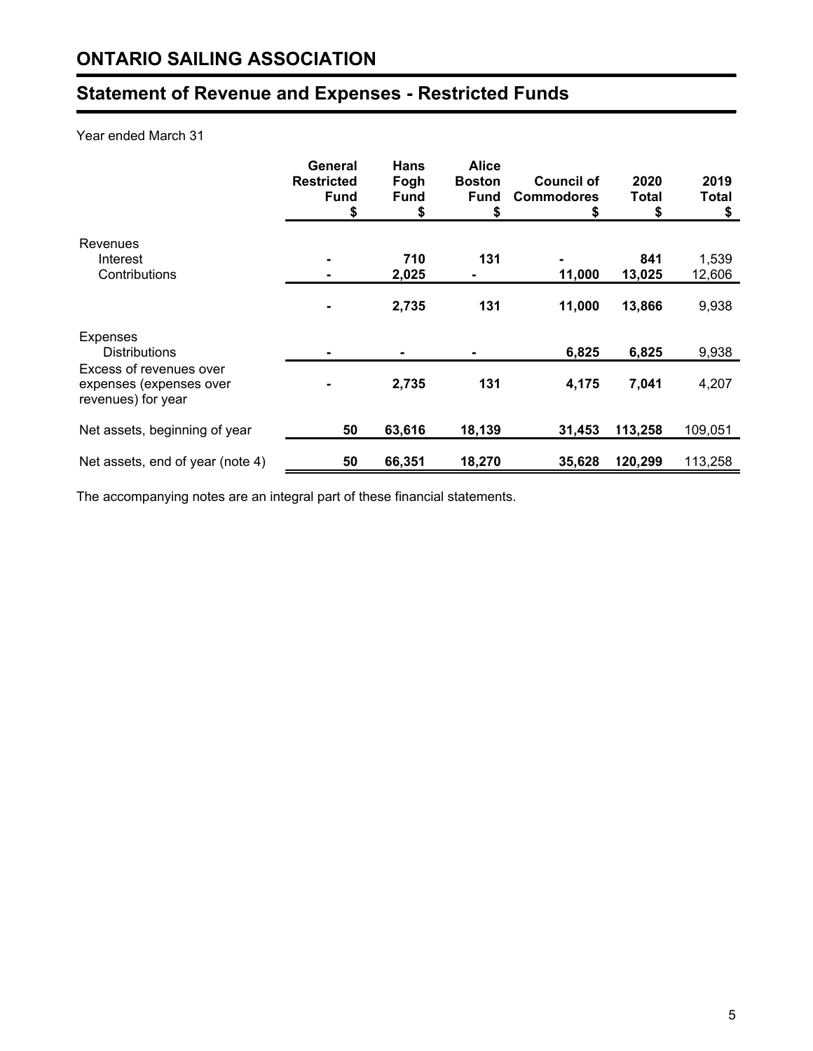# ONTARIO SAILING ASSOCIATION

## Statement of Revenue and Expenses - Restricted Funds

Year ended March 31

| | General Restricted Fund $ | Hans Fogh Fund $ | Alice Boston Fund $ | Council of Commodores $ | 2020 Total $ | 2019 Total $ |
|---|---|---|---|---|---|---|
| Revenues | | | | | | |
| Interest | - | 710 | 131 | - | 841 | 1,539 |
| Contributions | - | 2,025 | - | 11,000 | 13,025 | 12,606 |
| | - | 2,735 | 131 | 11,000 | 13,866 | 9,938 |
| Expenses | | | | | | |
| Distributions | - | - | - | 6,825 | 6,825 | 9,938 |
| Excess of revenues over expenses (expenses over revenues) for year | - | 2,735 | 131 | 4,175 | 7,041 | 4,207 |
| Net assets, beginning of year | 50 | 63,616 | 18,139 | 31,453 | 113,258 | 109,051 |
| Net assets, end of year (note 4) | 50 | 66,351 | 18,270 | 35,628 | 120,299 | 113,258 |

The accompanying notes are an integral part of these financial statements.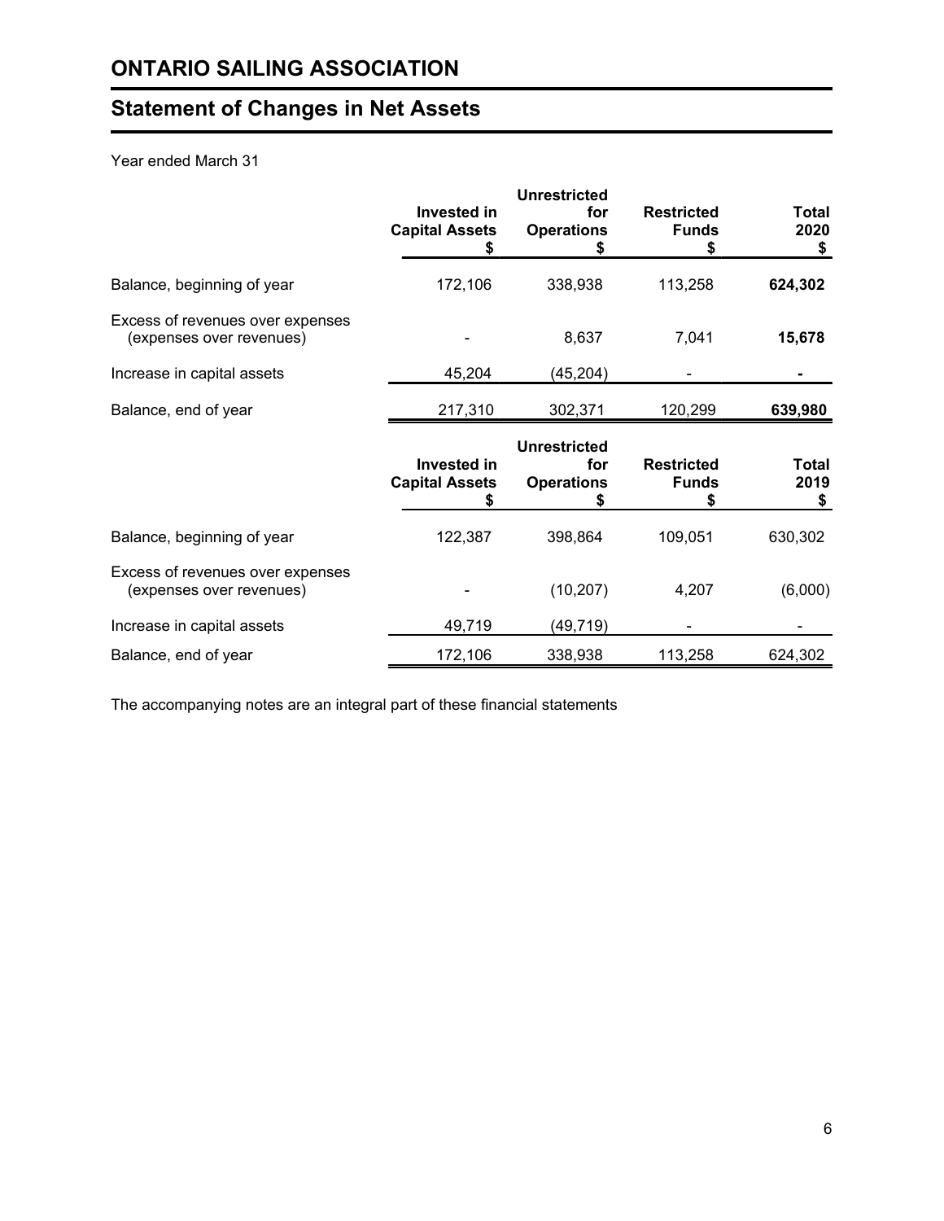# ONTARIO SAILING ASSOCIATION

## Statement of Changes in Net Assets

Year ended March 31

| | Invested in Capital Assets $ | Unrestricted for Operations $ | Restricted Funds $ | Total 2020 $ |
|---|---|---|---|---|
| Balance, beginning of year | 172,106 | 338,938 | 113,258 | **624,302** |
| Excess of revenues over expenses (expenses over revenues) | - | 8,637 | 7,041 | **15,678** |
| Increase in capital assets | 45,204 | (45,204) | - | **-** |
| Balance, end of year | 217,310 | 302,371 | 120,299 | **639,980** |

| | Invested in Capital Assets $ | Unrestricted for Operations $ | Restricted Funds $ | Total 2019 $ |
|---|---|---|---|---|
| Balance, beginning of year | 122,387 | 398,864 | 109,051 | 630,302 |
| Excess of revenues over expenses (expenses over revenues) | - | (10,207) | 4,207 | (6,000) |
| Increase in capital assets | 49,719 | (49,719) | - | - |
| Balance, end of year | 172,106 | 338,938 | 113,258 | 624,302 |

The accompanying notes are an integral part of these financial statements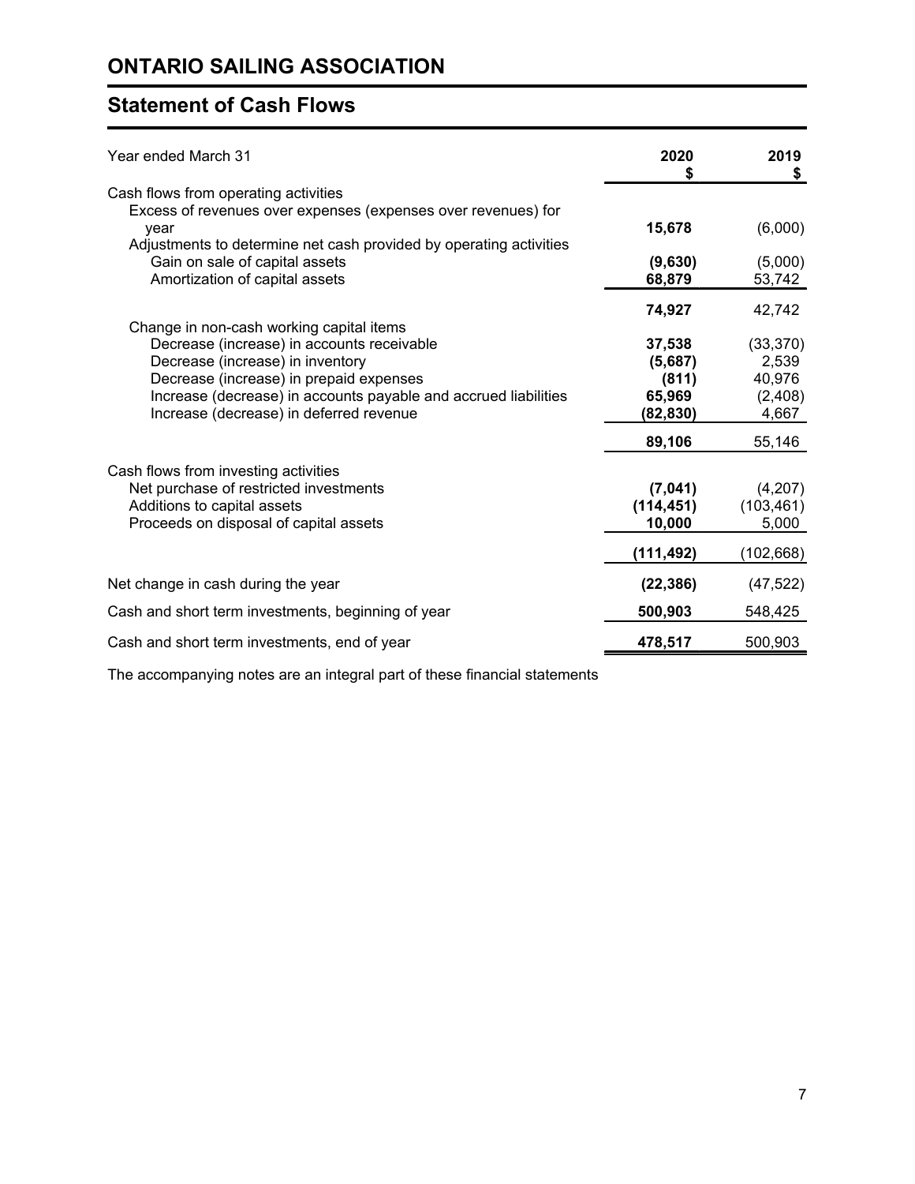# ONTARIO SAILING ASSOCIATION

## Statement of Cash Flows

| Year ended March 31 | 2020 $ | 2019 $ |
|---|---|---|
| Cash flows from operating activities | | |
| Excess of revenues over expenses (expenses over revenues) for year | **15,678** | (6,000) |
| Adjustments to determine net cash provided by operating activities | | |
| Gain on sale of capital assets | **(9,630)** | (5,000) |
| Amortization of capital assets | **68,879** | 53,742 |
| | **74,927** | 42,742 |
| Change in non-cash working capital items | | |
| Decrease (increase) in accounts receivable | **37,538** | (33,370) |
| Decrease (increase) in inventory | **(5,687)** | 2,539 |
| Decrease (increase) in prepaid expenses | **(811)** | 40,976 |
| Increase (decrease) in accounts payable and accrued liabilities | **65,969** | (2,408) |
| Increase (decrease) in deferred revenue | **(82,830)** | 4,667 |
| | **89,106** | 55,146 |
| Cash flows from investing activities | | |
| Net purchase of restricted investments | **(7,041)** | (4,207) |
| Additions to capital assets | **(114,451)** | (103,461) |
| Proceeds on disposal of capital assets | **10,000** | 5,000 |
| | **(111,492)** | (102,668) |
| Net change in cash during the year | **(22,386)** | (47,522) |
| Cash and short term investments, beginning of year | **500,903** | 548,425 |
| Cash and short term investments, end of year | **478,517** | 500,903 |

The accompanying notes are an integral part of these financial statements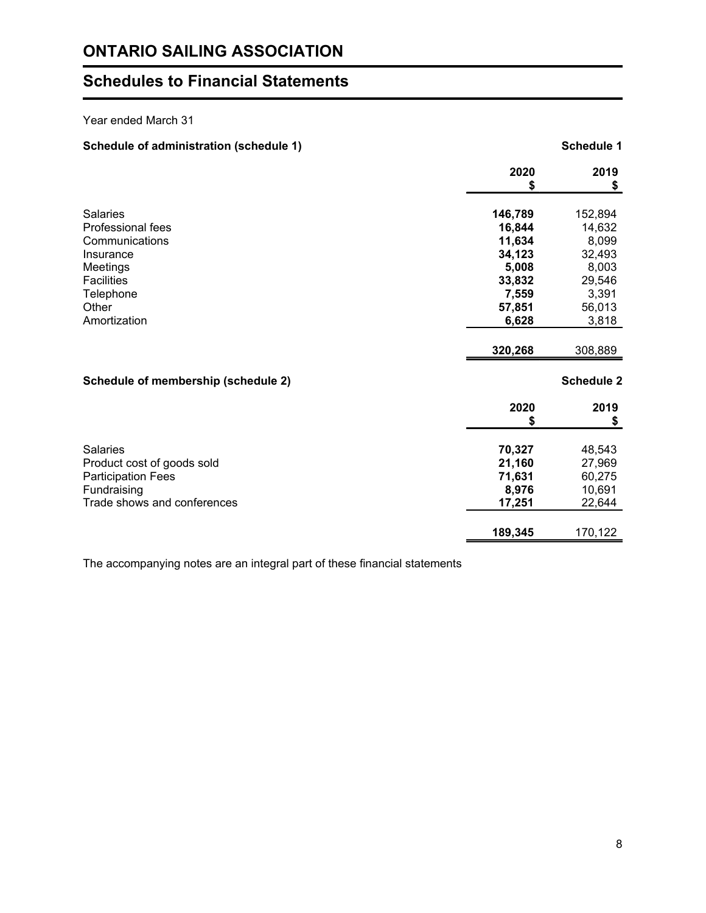# ONTARIO SAILING ASSOCIATION

## Schedules to Financial Statements

Year ended March 31

### Schedule of administration (schedule 1)

**Schedule 1**

| | 2020<br>$ | 2019<br>$ |
|---|---:|---:|
| Salaries | **146,789** | 152,894 |
| Professional fees | **16,844** | 14,632 |
| Communications | **11,634** | 8,099 |
| Insurance | **34,123** | 32,493 |
| Meetings | **5,008** | 8,003 |
| Facilities | **33,832** | 29,546 |
| Telephone | **7,559** | 3,391 |
| Other | **57,851** | 56,013 |
| Amortization | **6,628** | 3,818 |
| | **320,268** | 308,889 |

### Schedule of membership (schedule 2)

**Schedule 2**

| | 2020<br>$ | 2019<br>$ |
|---|---:|---:|
| Salaries | **70,327** | 48,543 |
| Product cost of goods sold | **21,160** | 27,969 |
| Participation Fees | **71,631** | 60,275 |
| Fundraising | **8,976** | 10,691 |
| Trade shows and conferences | **17,251** | 22,644 |
| | **189,345** | 170,122 |

The accompanying notes are an integral part of these financial statements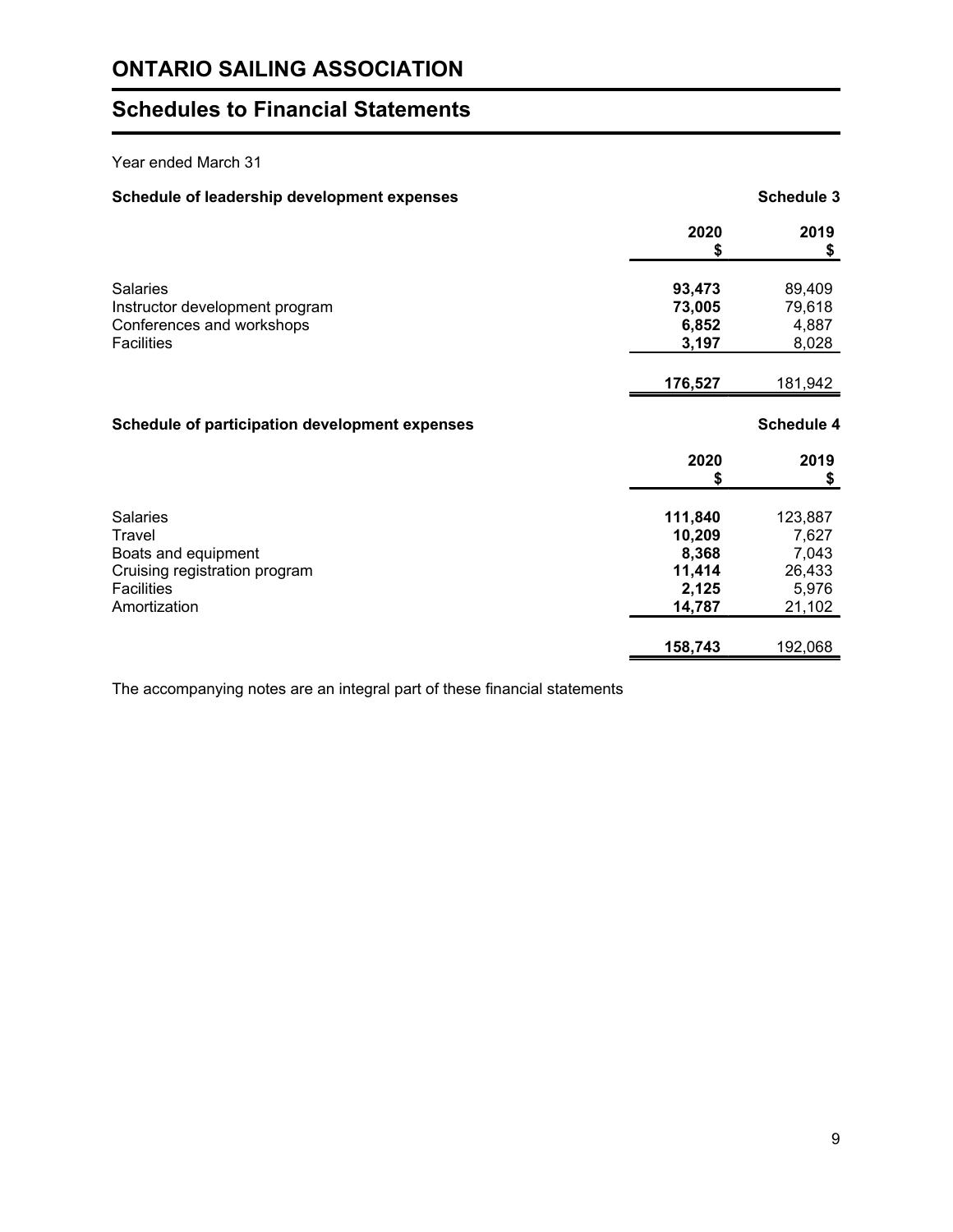# ONTARIO SAILING ASSOCIATION

## Schedules to Financial Statements

Year ended March 31

**Schedule of leadership development expenses** **Schedule 3**

| | 2020<br>$ | 2019<br>$ |
|---|---|---|
| Salaries | **93,473** | 89,409 |
| Instructor development program | **73,005** | 79,618 |
| Conferences and workshops | **6,852** | 4,887 |
| Facilities | **3,197** | 8,028 |
| | **176,527** | 181,942 |

**Schedule of participation development expenses** **Schedule 4**

| | 2020<br>$ | 2019<br>$ |
|---|---|---|
| Salaries | **111,840** | 123,887 |
| Travel | **10,209** | 7,627 |
| Boats and equipment | **8,368** | 7,043 |
| Cruising registration program | **11,414** | 26,433 |
| Facilities | **2,125** | 5,976 |
| Amortization | **14,787** | 21,102 |
| | **158,743** | 192,068 |

The accompanying notes are an integral part of these financial statements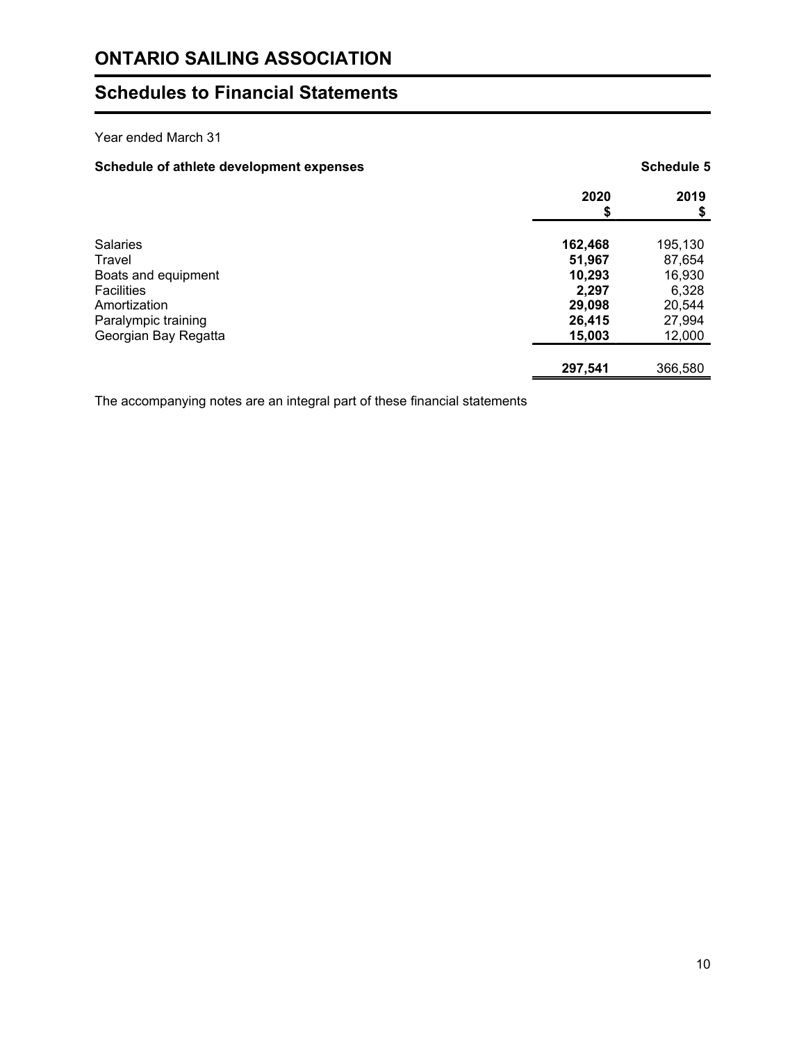# ONTARIO SAILING ASSOCIATION

## Schedules to Financial Statements

Year ended March 31

**Schedule of athlete development expenses** **Schedule 5**

| | 2020<br>$ | 2019<br>$ |
|---|---|---|
| Salaries | **162,468** | 195,130 |
| Travel | **51,967** | 87,654 |
| Boats and equipment | **10,293** | 16,930 |
| Facilities | **2,297** | 6,328 |
| Amortization | **29,098** | 20,544 |
| Paralympic training | **26,415** | 27,994 |
| Georgian Bay Regatta | **15,003** | 12,000 |
| | **297,541** | 366,580 |

The accompanying notes are an integral part of these financial statements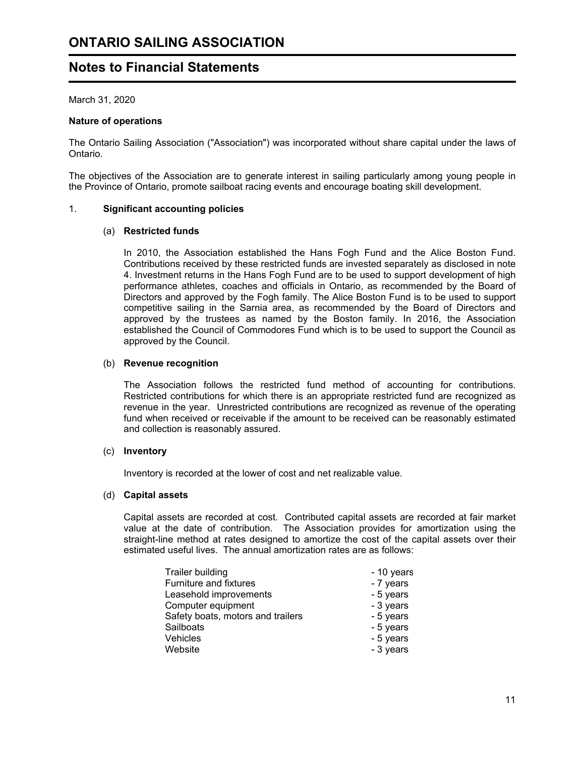# ONTARIO SAILING ASSOCIATION

## Notes to Financial Statements

March 31, 2020

**Nature of operations**

The Ontario Sailing Association ("Association") was incorporated without share capital under the laws of Ontario.

The objectives of the Association are to generate interest in sailing particularly among young people in the Province of Ontario, promote sailboat racing events and encourage boating skill development.

1. **Significant accounting policies**

(a) **Restricted funds**

In 2010, the Association established the Hans Fogh Fund and the Alice Boston Fund. Contributions received by these restricted funds are invested separately as disclosed in note 4. Investment returns in the Hans Fogh Fund are to be used to support development of high performance athletes, coaches and officials in Ontario, as recommended by the Board of Directors and approved by the Fogh family. The Alice Boston Fund is to be used to support competitive sailing in the Sarnia area, as recommended by the Board of Directors and approved by the trustees as named by the Boston family. In 2016, the Association established the Council of Commodores Fund which is to be used to support the Council as approved by the Council.

(b) **Revenue recognition**

The Association follows the restricted fund method of accounting for contributions. Restricted contributions for which there is an appropriate restricted fund are recognized as revenue in the year. Unrestricted contributions are recognized as revenue of the operating fund when received or receivable if the amount to be received can be reasonably estimated and collection is reasonably assured.

(c) **Inventory**

Inventory is recorded at the lower of cost and net realizable value.

(d) **Capital assets**

Capital assets are recorded at cost. Contributed capital assets are recorded at fair market value at the date of contribution. The Association provides for amortization using the straight-line method at rates designed to amortize the cost of the capital assets over their estimated useful lives. The annual amortization rates are as follows:

| | |
|---|---|
| Trailer building | - 10 years |
| Furniture and fixtures | - 7 years |
| Leasehold improvements | - 5 years |
| Computer equipment | - 3 years |
| Safety boats, motors and trailers | - 5 years |
| Sailboats | - 5 years |
| Vehicles | - 5 years |
| Website | - 3 years |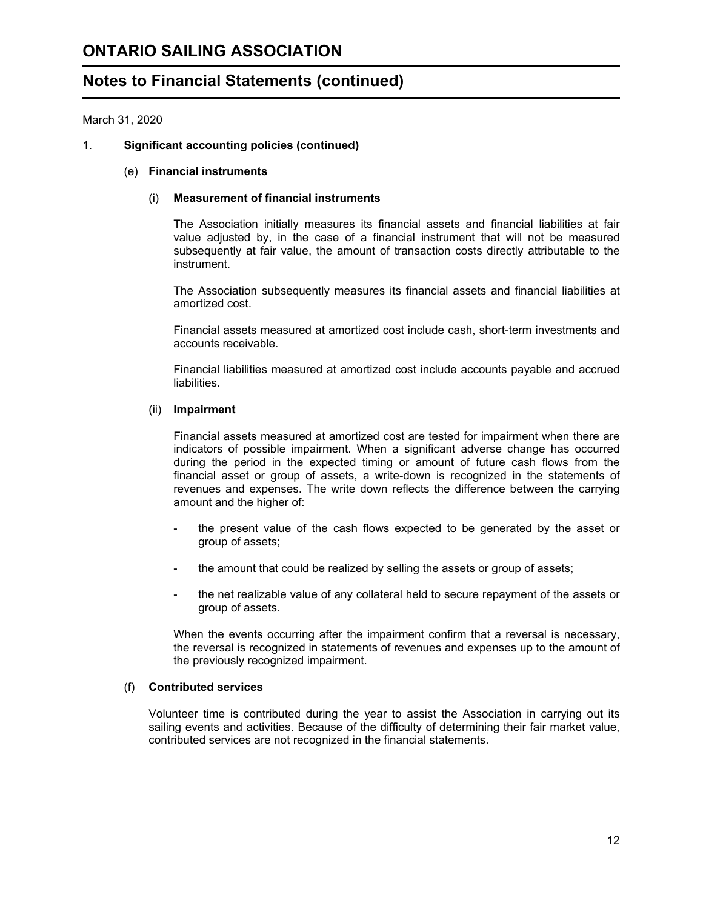# ONTARIO SAILING ASSOCIATION

## Notes to Financial Statements (continued)

March 31, 2020

1. **Significant accounting policies (continued)**

   (e) **Financial instruments**

   (i) **Measurement of financial instruments**

   The Association initially measures its financial assets and financial liabilities at fair value adjusted by, in the case of a financial instrument that will not be measured subsequently at fair value, the amount of transaction costs directly attributable to the instrument.

   The Association subsequently measures its financial assets and financial liabilities at amortized cost.

   Financial assets measured at amortized cost include cash, short-term investments and accounts receivable.

   Financial liabilities measured at amortized cost include accounts payable and accrued liabilities.

   (ii) **Impairment**

   Financial assets measured at amortized cost are tested for impairment when there are indicators of possible impairment. When a significant adverse change has occurred during the period in the expected timing or amount of future cash flows from the financial asset or group of assets, a write-down is recognized in the statements of revenues and expenses. The write down reflects the difference between the carrying amount and the higher of:

   - the present value of the cash flows expected to be generated by the asset or group of assets;
   - the amount that could be realized by selling the assets or group of assets;
   - the net realizable value of any collateral held to secure repayment of the assets or group of assets.

   When the events occurring after the impairment confirm that a reversal is necessary, the reversal is recognized in statements of revenues and expenses up to the amount of the previously recognized impairment.

   (f) **Contributed services**

   Volunteer time is contributed during the year to assist the Association in carrying out its sailing events and activities. Because of the difficulty of determining their fair market value, contributed services are not recognized in the financial statements.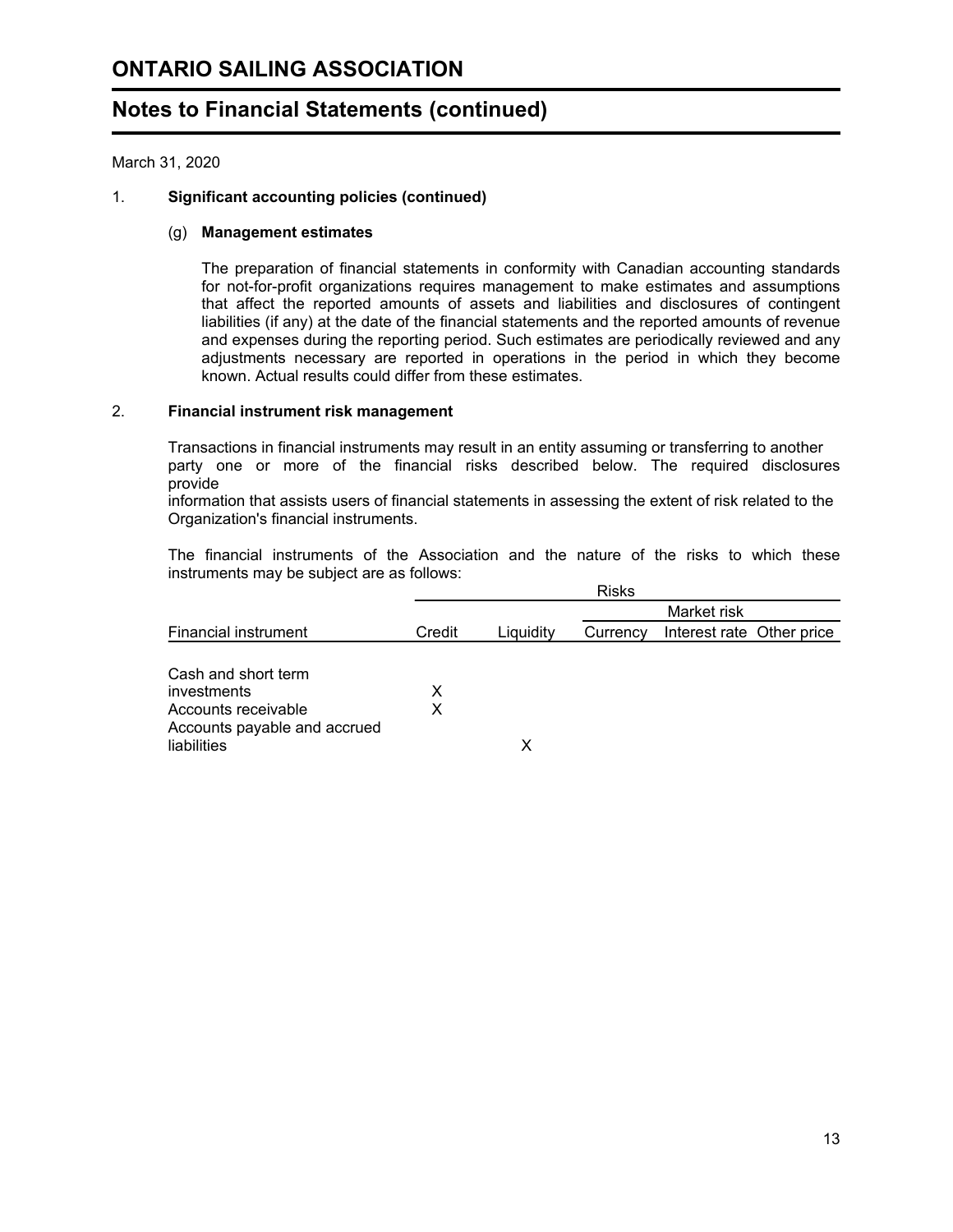March 31, 2020

## 1. Significant accounting policies (continued)

### (g) Management estimates

The preparation of financial statements in conformity with Canadian accounting standards for not-for-profit organizations requires management to make estimates and assumptions that affect the reported amounts of assets and liabilities and disclosures of contingent liabilities (if any) at the date of the financial statements and the reported amounts of revenue and expenses during the reporting period. Such estimates are periodically reviewed and any adjustments necessary are reported in operations in the period in which they become known. Actual results could differ from these estimates.

## 2. Financial instrument risk management

Transactions in financial instruments may result in an entity assuming or transferring to another party one or more of the financial risks described below. The required disclosures provide information that assists users of financial statements in assessing the extent of risk related to the Organization's financial instruments.

The financial instruments of the Association and the nature of the risks to which these instruments may be subject are as follows:

| | Risks | | | | |
|---|---|---|---|---|---|
| | | | Market risk | | |
| Financial instrument | Credit | Liquidity | Currency | Interest rate | Other price |
| Cash and short term investments | X | | | | |
| Accounts receivable | X | | | | |
| Accounts payable and accrued liabilities | | X | | | |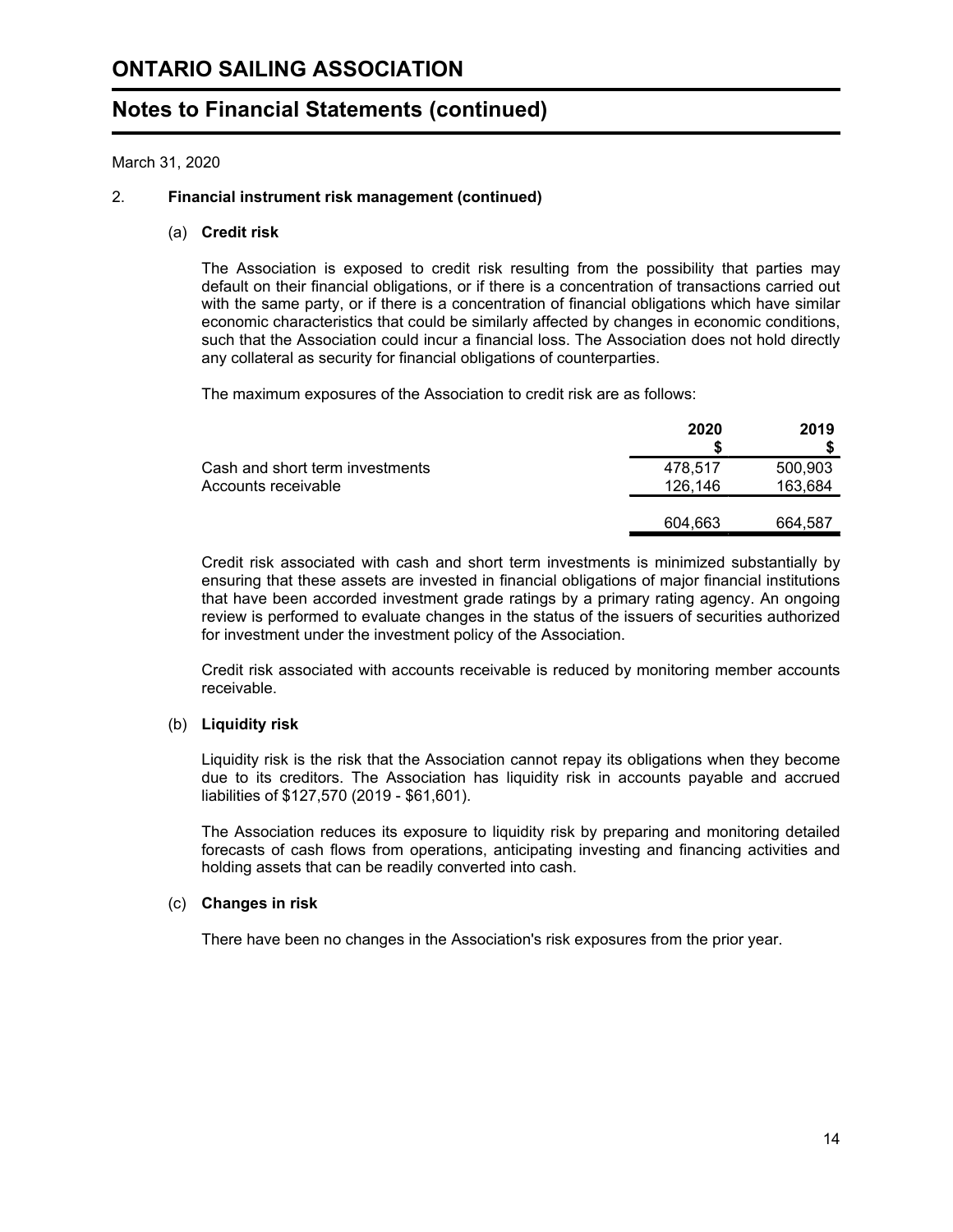# ONTARIO SAILING ASSOCIATION

## Notes to Financial Statements (continued)

March 31, 2020

2. **Financial instrument risk management (continued)**

(a) **Credit risk**

The Association is exposed to credit risk resulting from the possibility that parties may default on their financial obligations, or if there is a concentration of transactions carried out with the same party, or if there is a concentration of financial obligations which have similar economic characteristics that could be similarly affected by changes in economic conditions, such that the Association could incur a financial loss. The Association does not hold directly any collateral as security for financial obligations of counterparties.

The maximum exposures of the Association to credit risk are as follows:

| | 2020<br>$ | 2019<br>$ |
|---|---|---|
| Cash and short term investments | 478,517 | 500,903 |
| Accounts receivable | 126,146 | 163,684 |
| | 604,663 | 664,587 |

Credit risk associated with cash and short term investments is minimized substantially by ensuring that these assets are invested in financial obligations of major financial institutions that have been accorded investment grade ratings by a primary rating agency. An ongoing review is performed to evaluate changes in the status of the issuers of securities authorized for investment under the investment policy of the Association.

Credit risk associated with accounts receivable is reduced by monitoring member accounts receivable.

(b) **Liquidity risk**

Liquidity risk is the risk that the Association cannot repay its obligations when they become due to its creditors. The Association has liquidity risk in accounts payable and accrued liabilities of $127,570 (2019 - $61,601).

The Association reduces its exposure to liquidity risk by preparing and monitoring detailed forecasts of cash flows from operations, anticipating investing and financing activities and holding assets that can be readily converted into cash.

(c) **Changes in risk**

There have been no changes in the Association's risk exposures from the prior year.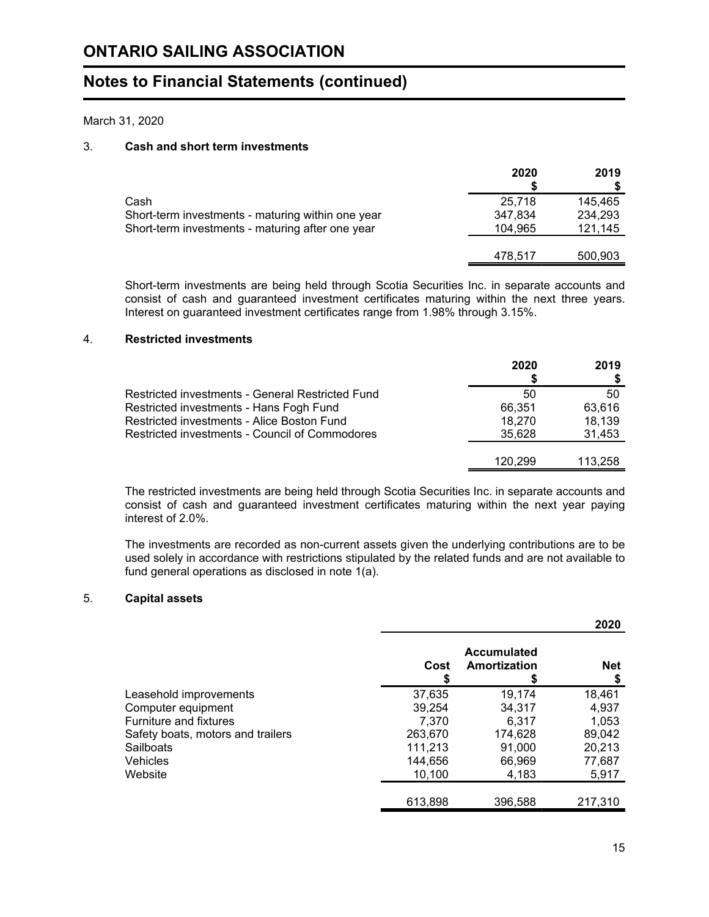# ONTARIO SAILING ASSOCIATION

## Notes to Financial Statements (continued)

March 31, 2020

### 3. Cash and short term investments

| | 2020<br>$ | 2019<br>$ |
|---|---|---|
| Cash | 25,718 | 145,465 |
| Short-term investments - maturing within one year | 347,834 | 234,293 |
| Short-term investments - maturing after one year | 104,965 | 121,145 |
| | 478,517 | 500,903 |

Short-term investments are being held through Scotia Securities Inc. in separate accounts and consist of cash and guaranteed investment certificates maturing within the next three years. Interest on guaranteed investment certificates range from 1.98% through 3.15%.

### 4. Restricted investments

| | 2020<br>$ | 2019<br>$ |
|---|---|---|
| Restricted investments - General Restricted Fund | 50 | 50 |
| Restricted investments - Hans Fogh Fund | 66,351 | 63,616 |
| Restricted investments - Alice Boston Fund | 18,270 | 18,139 |
| Restricted investments - Council of Commodores | 35,628 | 31,453 |
| | 120,299 | 113,258 |

The restricted investments are being held through Scotia Securities Inc. in separate accounts and consist of cash and guaranteed investment certificates maturing within the next year paying interest of 2.0%.

The investments are recorded as non-current assets given the underlying contributions are to be used solely in accordance with restrictions stipulated by the related funds and are not available to fund general operations as disclosed in note 1(a).

### 5. Capital assets

| | | | 2020 |
|---|---|---|---|
| | Cost<br>$ | Accumulated Amortization<br>$ | Net<br>$ |
| Leasehold improvements | 37,635 | 19,174 | 18,461 |
| Computer equipment | 39,254 | 34,317 | 4,937 |
| Furniture and fixtures | 7,370 | 6,317 | 1,053 |
| Safety boats, motors and trailers | 263,670 | 174,628 | 89,042 |
| Sailboats | 111,213 | 91,000 | 20,213 |
| Vehicles | 144,656 | 66,969 | 77,687 |
| Website | 10,100 | 4,183 | 5,917 |
| | 613,898 | 396,588 | 217,310 |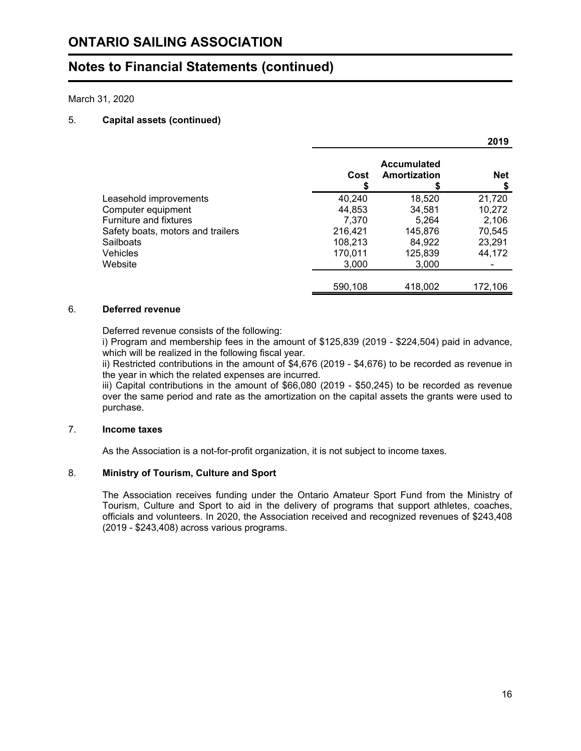# ONTARIO SAILING ASSOCIATION

## Notes to Financial Statements (continued)

March 31, 2020

### 5. Capital assets (continued)

| | | | 2019 |
|---|---|---|---|
| | Cost<br>$ | Accumulated Amortization<br>$ | Net<br>$ |
| Leasehold improvements | 40,240 | 18,520 | 21,720 |
| Computer equipment | 44,853 | 34,581 | 10,272 |
| Furniture and fixtures | 7,370 | 5,264 | 2,106 |
| Safety boats, motors and trailers | 216,421 | 145,876 | 70,545 |
| Sailboats | 108,213 | 84,922 | 23,291 |
| Vehicles | 170,011 | 125,839 | 44,172 |
| Website | 3,000 | 3,000 | - |
| | 590,108 | 418,002 | 172,106 |

### 6. Deferred revenue

Deferred revenue consists of the following:
i) Program and membership fees in the amount of $125,839 (2019 - $224,504) paid in advance, which will be realized in the following fiscal year.
ii) Restricted contributions in the amount of $4,676 (2019 - $4,676) to be recorded as revenue in the year in which the related expenses are incurred.
iii) Capital contributions in the amount of $66,080 (2019 - $50,245) to be recorded as revenue over the same period and rate as the amortization on the capital assets the grants were used to purchase.

### 7. Income taxes

As the Association is a not-for-profit organization, it is not subject to income taxes.

### 8. Ministry of Tourism, Culture and Sport

The Association receives funding under the Ontario Amateur Sport Fund from the Ministry of Tourism, Culture and Sport to aid in the delivery of programs that support athletes, coaches, officials and volunteers. In 2020, the Association received and recognized revenues of $243,408 (2019 - $243,408) across various programs.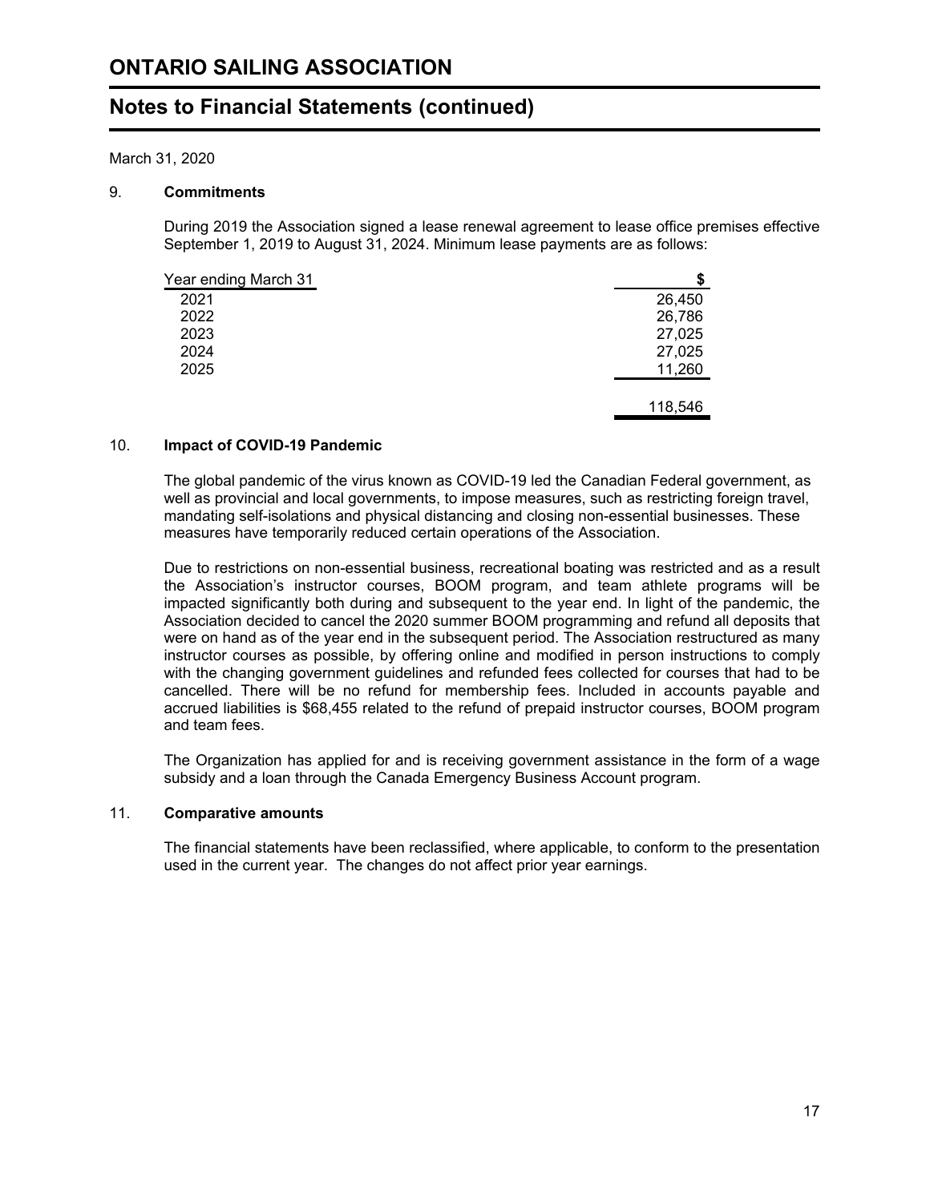# ONTARIO SAILING ASSOCIATION

## Notes to Financial Statements (continued)

March 31, 2020

### 9. Commitments

During 2019 the Association signed a lease renewal agreement to lease office premises effective September 1, 2019 to August 31, 2024. Minimum lease payments are as follows:

| Year ending March 31 | $ |
|---|---|
| 2021 | 26,450 |
| 2022 | 26,786 |
| 2023 | 27,025 |
| 2024 | 27,025 |
| 2025 | 11,260 |
| | 118,546 |

### 10. Impact of COVID-19 Pandemic

The global pandemic of the virus known as COVID-19 led the Canadian Federal government, as well as provincial and local governments, to impose measures, such as restricting foreign travel, mandating self-isolations and physical distancing and closing non-essential businesses. These measures have temporarily reduced certain operations of the Association.

Due to restrictions on non-essential business, recreational boating was restricted and as a result the Association's instructor courses, BOOM program, and team athlete programs will be impacted significantly both during and subsequent to the year end. In light of the pandemic, the Association decided to cancel the 2020 summer BOOM programming and refund all deposits that were on hand as of the year end in the subsequent period. The Association restructured as many instructor courses as possible, by offering online and modified in person instructions to comply with the changing government guidelines and refunded fees collected for courses that had to be cancelled. There will be no refund for membership fees. Included in accounts payable and accrued liabilities is $68,455 related to the refund of prepaid instructor courses, BOOM program and team fees.

The Organization has applied for and is receiving government assistance in the form of a wage subsidy and a loan through the Canada Emergency Business Account program.

### 11. Comparative amounts

The financial statements have been reclassified, where applicable, to conform to the presentation used in the current year. The changes do not affect prior year earnings.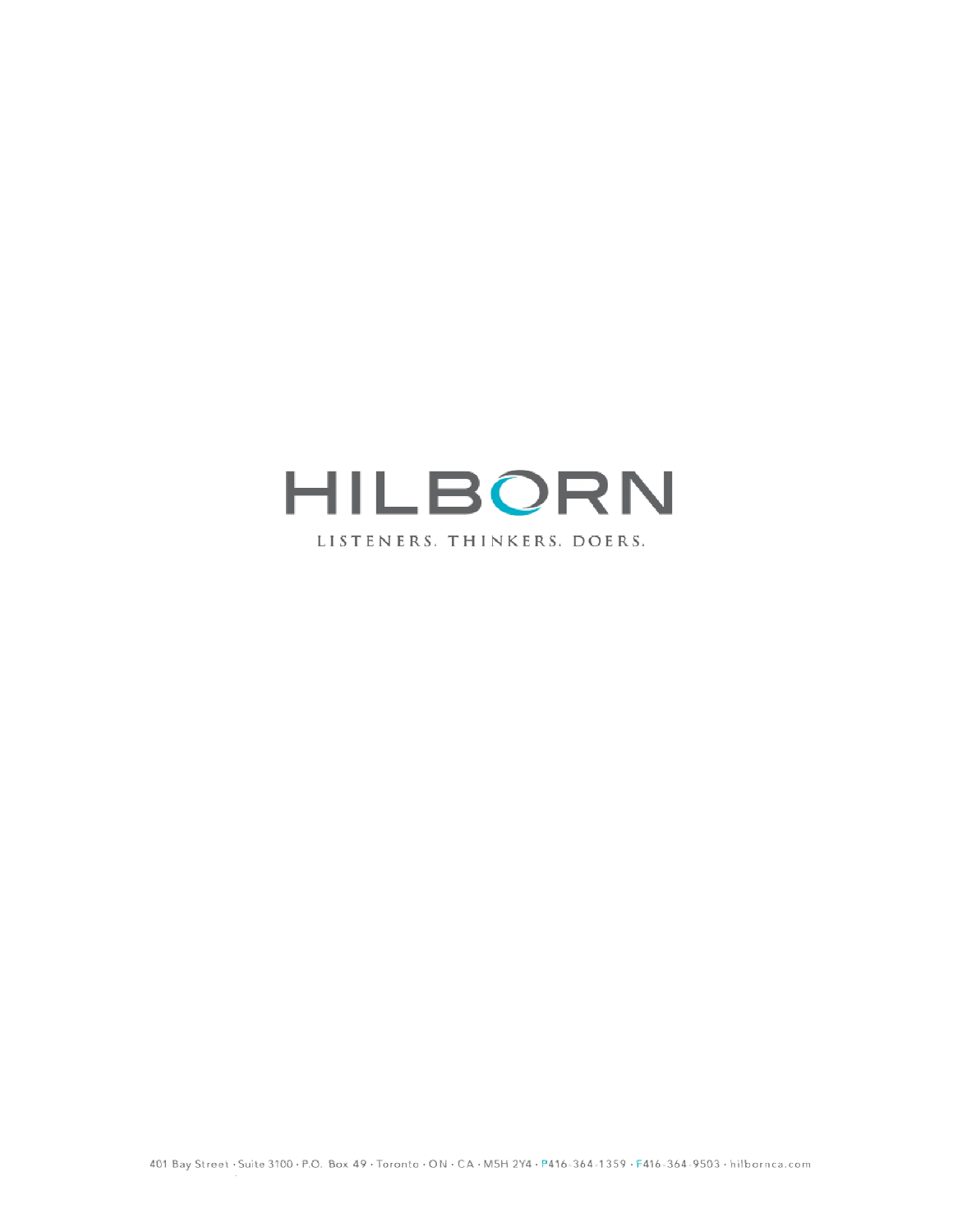HILBORN

LISTENERS. THINKERS. DOERS.

401 Bay Street · Suite 3100 · P.O. Box 49 · Toronto · ON · CA · M5H 2Y4 · P416-364-1359 · F416-364-9503 · hilbornca.com